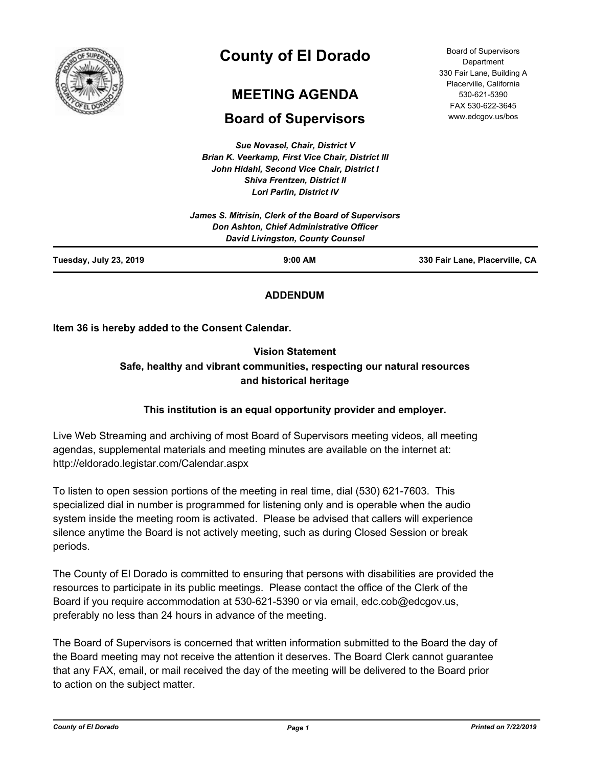# County of El Dorado

## MEETING AGENDA

## Board of Supervisors

Board of Supervisors Department
330 Fair Lane, Building A
Placerville, California
530-621-5390
FAX 530-622-3645
www.edcgov.us/bos

*Sue Novasel, Chair, District V*
*Brian K. Veerkamp, First Vice Chair, District III*
*John Hidahl, Second Vice Chair, District I*
*Shiva Frentzen, District II*
*Lori Parlin, District IV*

*James S. Mitrisin, Clerk of the Board of Supervisors*
*Don Ashton, Chief Administrative Officer*
*David Livingston, County Counsel*

**Tuesday, July 23, 2019** | **9:00 AM** | **330 Fair Lane, Placerville, CA**

**ADDENDUM**

**Item 36 is hereby added to the Consent Calendar.**

**Vision Statement**
**Safe, healthy and vibrant communities, respecting our natural resources and historical heritage**

**This institution is an equal opportunity provider and employer.**

Live Web Streaming and archiving of most Board of Supervisors meeting videos, all meeting agendas, supplemental materials and meeting minutes are available on the internet at: http://eldorado.legistar.com/Calendar.aspx

To listen to open session portions of the meeting in real time, dial (530) 621-7603. This specialized dial in number is programmed for listening only and is operable when the audio system inside the meeting room is activated. Please be advised that callers will experience silence anytime the Board is not actively meeting, such as during Closed Session or break periods.

The County of El Dorado is committed to ensuring that persons with disabilities are provided the resources to participate in its public meetings. Please contact the office of the Clerk of the Board if you require accommodation at 530-621-5390 or via email, edc.cob@edcgov.us, preferably no less than 24 hours in advance of the meeting.

The Board of Supervisors is concerned that written information submitted to the Board the day of the Board meeting may not receive the attention it deserves. The Board Clerk cannot guarantee that any FAX, email, or mail received the day of the meeting will be delivered to the Board prior to action on the subject matter.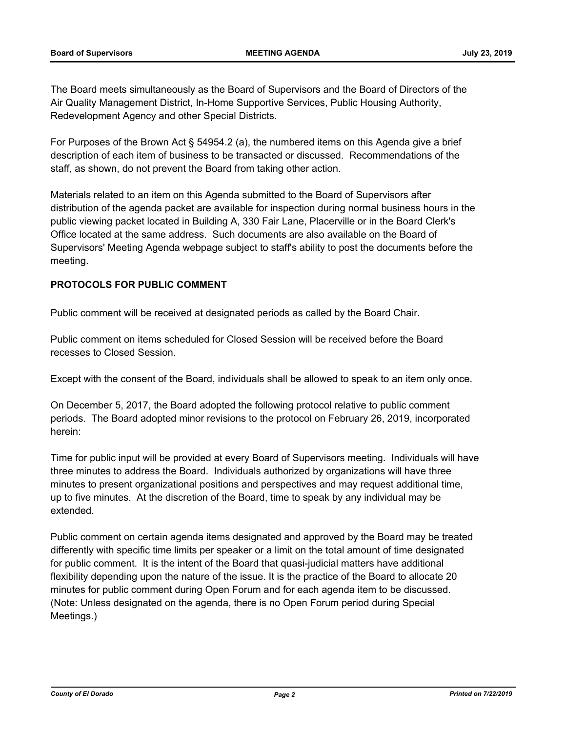The Board meets simultaneously as the Board of Supervisors and the Board of Directors of the Air Quality Management District, In-Home Supportive Services, Public Housing Authority, Redevelopment Agency and other Special Districts.

For Purposes of the Brown Act § 54954.2 (a), the numbered items on this Agenda give a brief description of each item of business to be transacted or discussed. Recommendations of the staff, as shown, do not prevent the Board from taking other action.

Materials related to an item on this Agenda submitted to the Board of Supervisors after distribution of the agenda packet are available for inspection during normal business hours in the public viewing packet located in Building A, 330 Fair Lane, Placerville or in the Board Clerk's Office located at the same address. Such documents are also available on the Board of Supervisors' Meeting Agenda webpage subject to staff's ability to post the documents before the meeting.

**PROTOCOLS FOR PUBLIC COMMENT**

Public comment will be received at designated periods as called by the Board Chair.

Public comment on items scheduled for Closed Session will be received before the Board recesses to Closed Session.

Except with the consent of the Board, individuals shall be allowed to speak to an item only once.

On December 5, 2017, the Board adopted the following protocol relative to public comment periods. The Board adopted minor revisions to the protocol on February 26, 2019, incorporated herein:

Time for public input will be provided at every Board of Supervisors meeting. Individuals will have three minutes to address the Board. Individuals authorized by organizations will have three minutes to present organizational positions and perspectives and may request additional time, up to five minutes. At the discretion of the Board, time to speak by any individual may be extended.

Public comment on certain agenda items designated and approved by the Board may be treated differently with specific time limits per speaker or a limit on the total amount of time designated for public comment. It is the intent of the Board that quasi-judicial matters have additional flexibility depending upon the nature of the issue. It is the practice of the Board to allocate 20 minutes for public comment during Open Forum and for each agenda item to be discussed. (Note: Unless designated on the agenda, there is no Open Forum period during Special Meetings.)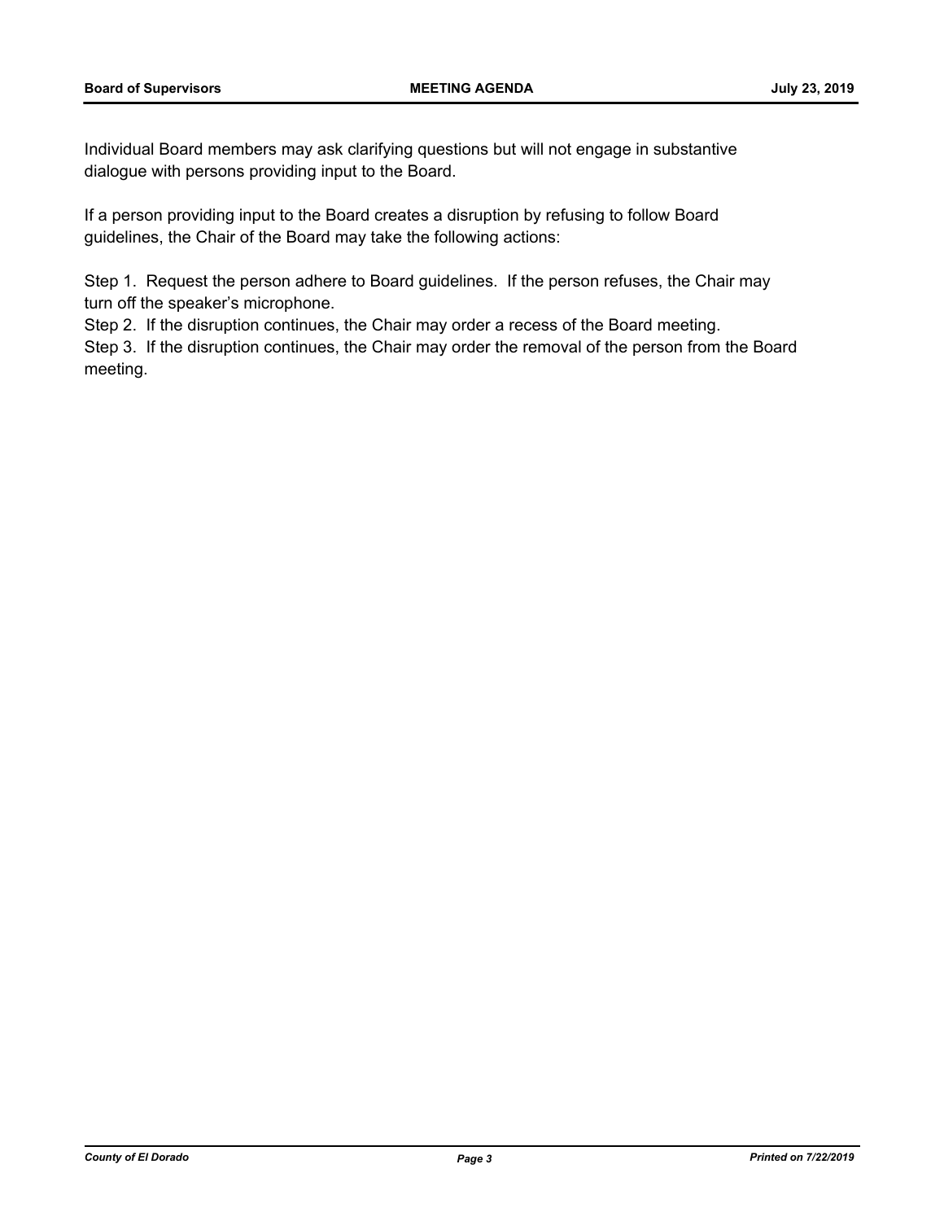Individual Board members may ask clarifying questions but will not engage in substantive dialogue with persons providing input to the Board.

If a person providing input to the Board creates a disruption by refusing to follow Board guidelines, the Chair of the Board may take the following actions:

Step 1. Request the person adhere to Board guidelines. If the person refuses, the Chair may turn off the speaker's microphone.

Step 2. If the disruption continues, the Chair may order a recess of the Board meeting.

Step 3. If the disruption continues, the Chair may order the removal of the person from the Board meeting.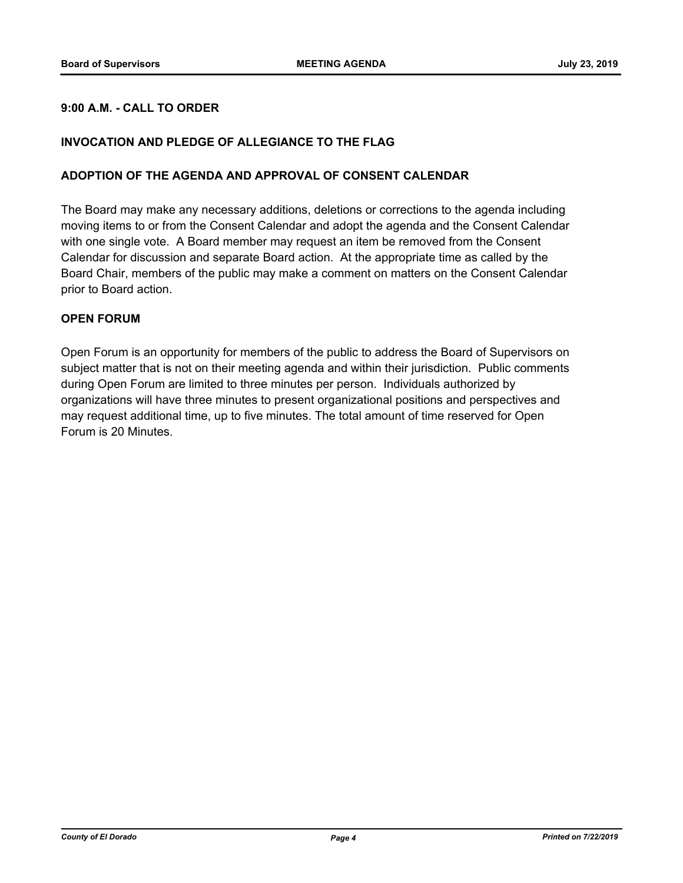## 9:00 A.M. - CALL TO ORDER

## INVOCATION AND PLEDGE OF ALLEGIANCE TO THE FLAG

## ADOPTION OF THE AGENDA AND APPROVAL OF CONSENT CALENDAR

The Board may make any necessary additions, deletions or corrections to the agenda including moving items to or from the Consent Calendar and adopt the agenda and the Consent Calendar with one single vote. A Board member may request an item be removed from the Consent Calendar for discussion and separate Board action. At the appropriate time as called by the Board Chair, members of the public may make a comment on matters on the Consent Calendar prior to Board action.

## OPEN FORUM

Open Forum is an opportunity for members of the public to address the Board of Supervisors on subject matter that is not on their meeting agenda and within their jurisdiction. Public comments during Open Forum are limited to three minutes per person. Individuals authorized by organizations will have three minutes to present organizational positions and perspectives and may request additional time, up to five minutes. The total amount of time reserved for Open Forum is 20 Minutes.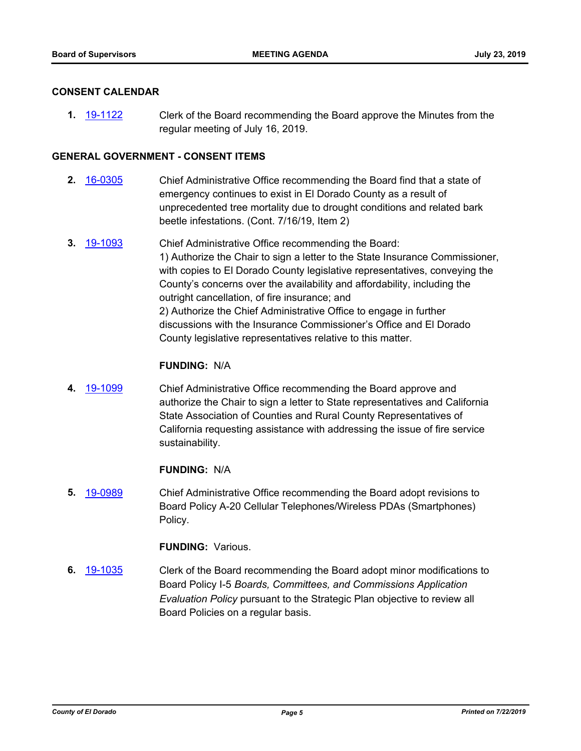## CONSENT CALENDAR

**1.** 19-1122 Clerk of the Board recommending the Board approve the Minutes from the regular meeting of July 16, 2019.

## GENERAL GOVERNMENT - CONSENT ITEMS

**2.** 16-0305 Chief Administrative Office recommending the Board find that a state of emergency continues to exist in El Dorado County as a result of unprecedented tree mortality due to drought conditions and related bark beetle infestations. (Cont. 7/16/19, Item 2)

**3.** 19-1093 Chief Administrative Office recommending the Board:
1) Authorize the Chair to sign a letter to the State Insurance Commissioner, with copies to El Dorado County legislative representatives, conveying the County's concerns over the availability and affordability, including the outright cancellation, of fire insurance; and
2) Authorize the Chief Administrative Office to engage in further discussions with the Insurance Commissioner's Office and El Dorado County legislative representatives relative to this matter.

**FUNDING:** N/A

**4.** 19-1099 Chief Administrative Office recommending the Board approve and authorize the Chair to sign a letter to State representatives and California State Association of Counties and Rural County Representatives of California requesting assistance with addressing the issue of fire service sustainability.

**FUNDING:** N/A

**5.** 19-0989 Chief Administrative Office recommending the Board adopt revisions to Board Policy A-20 Cellular Telephones/Wireless PDAs (Smartphones) Policy.

**FUNDING:** Various.

**6.** 19-1035 Clerk of the Board recommending the Board adopt minor modifications to Board Policy I-5 *Boards, Committees, and Commissions Application Evaluation Policy* pursuant to the Strategic Plan objective to review all Board Policies on a regular basis.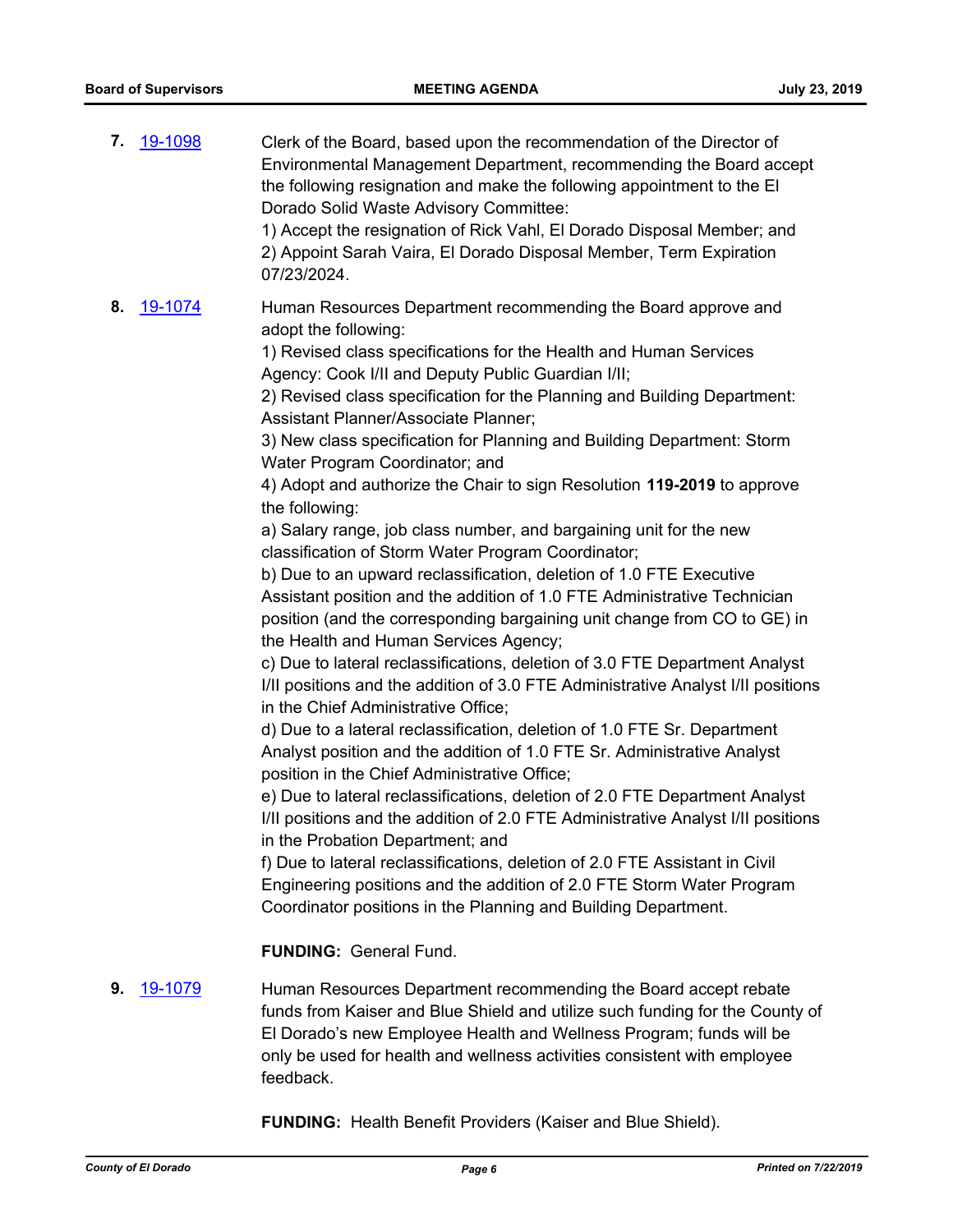**7.** [19-1098](19-1098) Clerk of the Board, based upon the recommendation of the Director of Environmental Management Department, recommending the Board accept the following resignation and make the following appointment to the El Dorado Solid Waste Advisory Committee:
1) Accept the resignation of Rick Vahl, El Dorado Disposal Member; and
2) Appoint Sarah Vaira, El Dorado Disposal Member, Term Expiration 07/23/2024.

**8.** [19-1074](19-1074) Human Resources Department recommending the Board approve and adopt the following:
1) Revised class specifications for the Health and Human Services Agency: Cook I/II and Deputy Public Guardian I/II;
2) Revised class specification for the Planning and Building Department: Assistant Planner/Associate Planner;
3) New class specification for Planning and Building Department: Storm Water Program Coordinator; and
4) Adopt and authorize the Chair to sign Resolution **119-2019** to approve the following:
a) Salary range, job class number, and bargaining unit for the new classification of Storm Water Program Coordinator;
b) Due to an upward reclassification, deletion of 1.0 FTE Executive Assistant position and the addition of 1.0 FTE Administrative Technician position (and the corresponding bargaining unit change from CO to GE) in the Health and Human Services Agency;
c) Due to lateral reclassifications, deletion of 3.0 FTE Department Analyst I/II positions and the addition of 3.0 FTE Administrative Analyst I/II positions in the Chief Administrative Office;
d) Due to a lateral reclassification, deletion of 1.0 FTE Sr. Department Analyst position and the addition of 1.0 FTE Sr. Administrative Analyst position in the Chief Administrative Office;
e) Due to lateral reclassifications, deletion of 2.0 FTE Department Analyst I/II positions and the addition of 2.0 FTE Administrative Analyst I/II positions in the Probation Department; and
f) Due to lateral reclassifications, deletion of 2.0 FTE Assistant in Civil Engineering positions and the addition of 2.0 FTE Storm Water Program Coordinator positions in the Planning and Building Department.

**FUNDING:** General Fund.

**9.** [19-1079](19-1079) Human Resources Department recommending the Board accept rebate funds from Kaiser and Blue Shield and utilize such funding for the County of El Dorado's new Employee Health and Wellness Program; funds will be only be used for health and wellness activities consistent with employee feedback.

**FUNDING:** Health Benefit Providers (Kaiser and Blue Shield).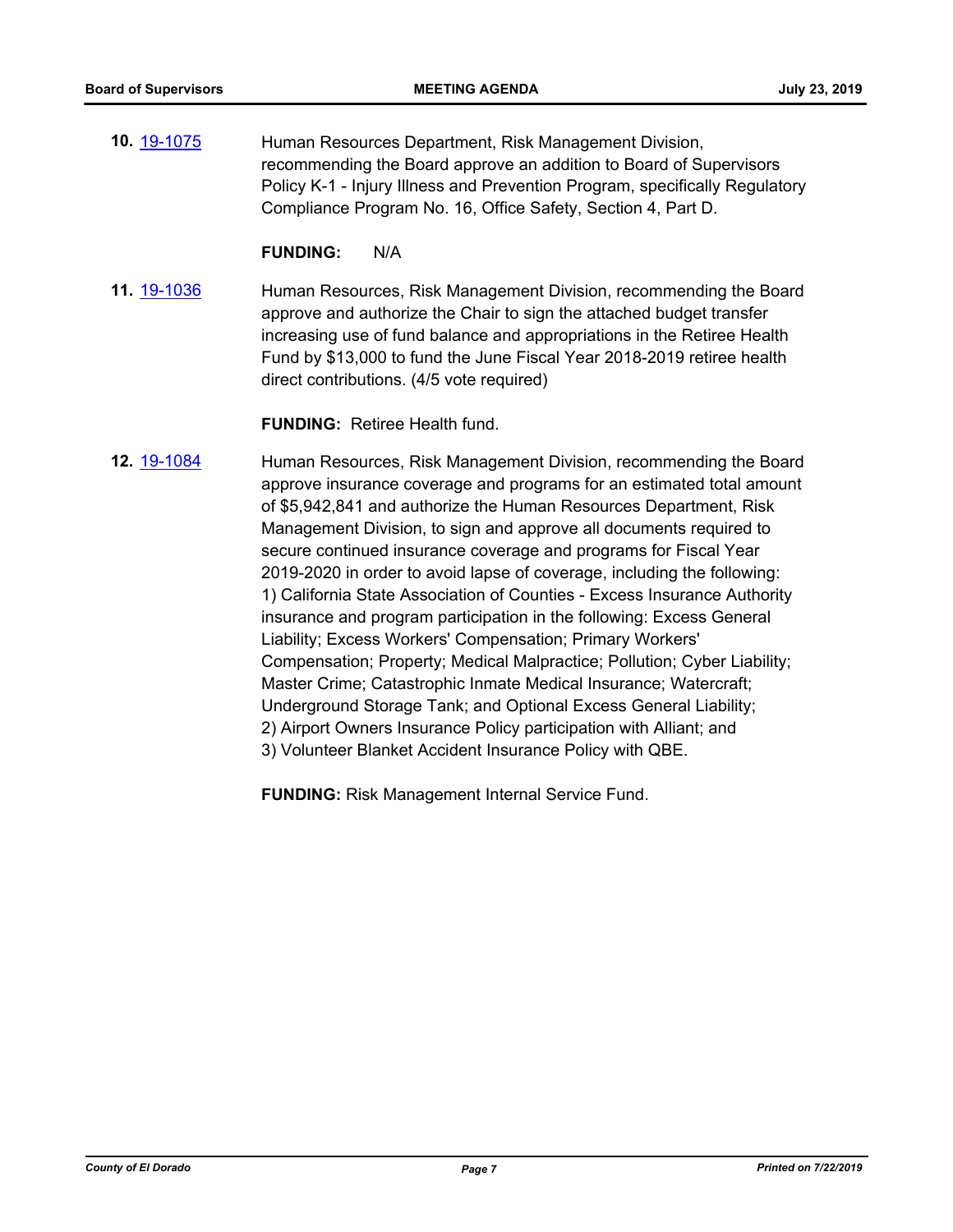**10.** [19-1075](19-1075) Human Resources Department, Risk Management Division, recommending the Board approve an addition to Board of Supervisors Policy K-1 - Injury Illness and Prevention Program, specifically Regulatory Compliance Program No. 16, Office Safety, Section 4, Part D.

**FUNDING:** N/A

**11.** [19-1036](19-1036) Human Resources, Risk Management Division, recommending the Board approve and authorize the Chair to sign the attached budget transfer increasing use of fund balance and appropriations in the Retiree Health Fund by $13,000 to fund the June Fiscal Year 2018-2019 retiree health direct contributions. (4/5 vote required)

**FUNDING:** Retiree Health fund.

**12.** [19-1084](19-1084) Human Resources, Risk Management Division, recommending the Board approve insurance coverage and programs for an estimated total amount of $5,942,841 and authorize the Human Resources Department, Risk Management Division, to sign and approve all documents required to secure continued insurance coverage and programs for Fiscal Year 2019-2020 in order to avoid lapse of coverage, including the following:
1) California State Association of Counties - Excess Insurance Authority insurance and program participation in the following: Excess General Liability; Excess Workers' Compensation; Primary Workers' Compensation; Property; Medical Malpractice; Pollution; Cyber Liability; Master Crime; Catastrophic Inmate Medical Insurance; Watercraft; Underground Storage Tank; and Optional Excess General Liability;
2) Airport Owners Insurance Policy participation with Alliant; and
3) Volunteer Blanket Accident Insurance Policy with QBE.

**FUNDING:** Risk Management Internal Service Fund.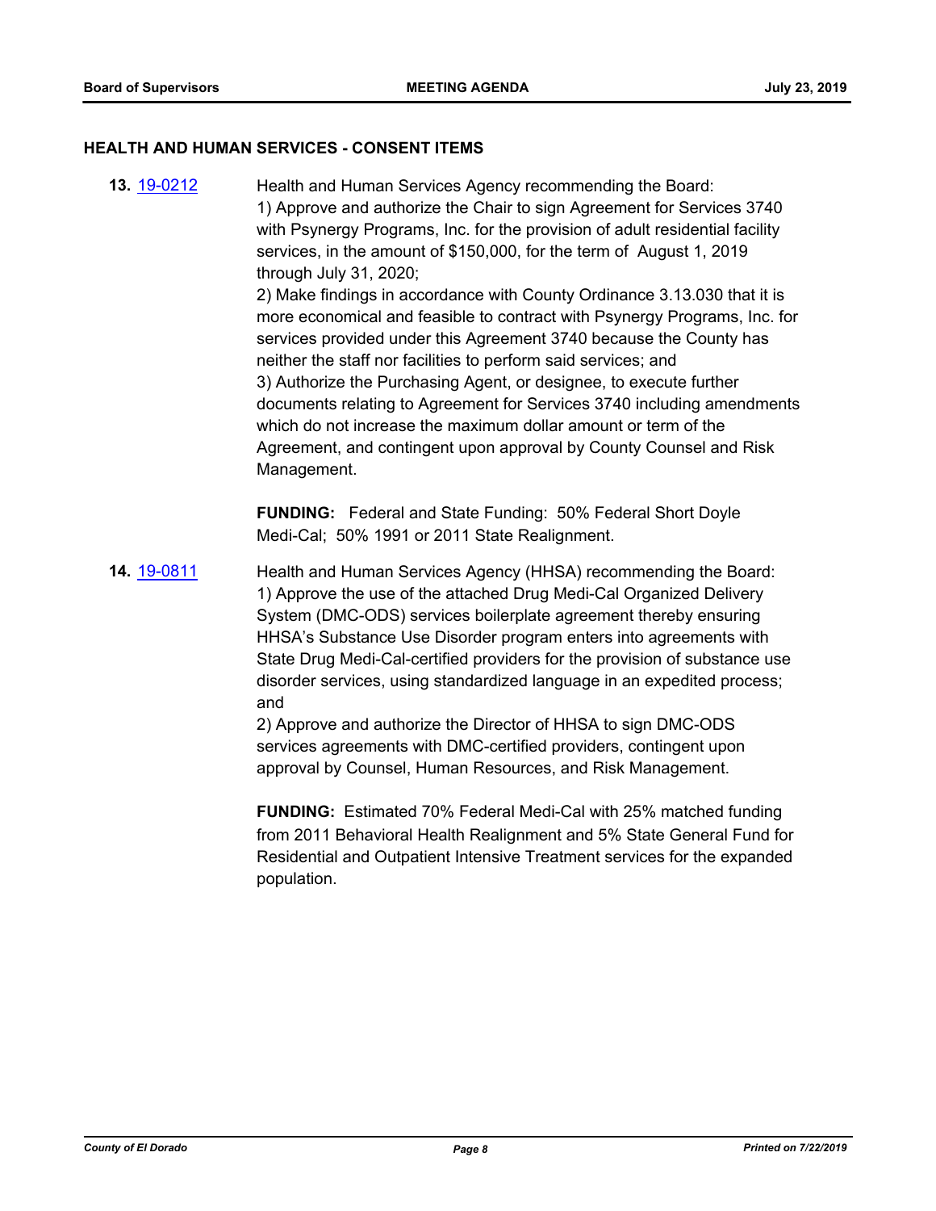## HEALTH AND HUMAN SERVICES - CONSENT ITEMS

**13.** 19-0212

Health and Human Services Agency recommending the Board:
1) Approve and authorize the Chair to sign Agreement for Services 3740 with Psynergy Programs, Inc. for the provision of adult residential facility services, in the amount of $150,000, for the term of August 1, 2019 through July 31, 2020;
2) Make findings in accordance with County Ordinance 3.13.030 that it is more economical and feasible to contract with Psynergy Programs, Inc. for services provided under this Agreement 3740 because the County has neither the staff nor facilities to perform said services; and
3) Authorize the Purchasing Agent, or designee, to execute further documents relating to Agreement for Services 3740 including amendments which do not increase the maximum dollar amount or term of the Agreement, and contingent upon approval by County Counsel and Risk Management.

**FUNDING:** Federal and State Funding: 50% Federal Short Doyle Medi-Cal; 50% 1991 or 2011 State Realignment.

**14.** 19-0811

Health and Human Services Agency (HHSA) recommending the Board:
1) Approve the use of the attached Drug Medi-Cal Organized Delivery System (DMC-ODS) services boilerplate agreement thereby ensuring HHSA's Substance Use Disorder program enters into agreements with State Drug Medi-Cal-certified providers for the provision of substance use disorder services, using standardized language in an expedited process; and
2) Approve and authorize the Director of HHSA to sign DMC-ODS services agreements with DMC-certified providers, contingent upon approval by Counsel, Human Resources, and Risk Management.

**FUNDING:** Estimated 70% Federal Medi-Cal with 25% matched funding from 2011 Behavioral Health Realignment and 5% State General Fund for Residential and Outpatient Intensive Treatment services for the expanded population.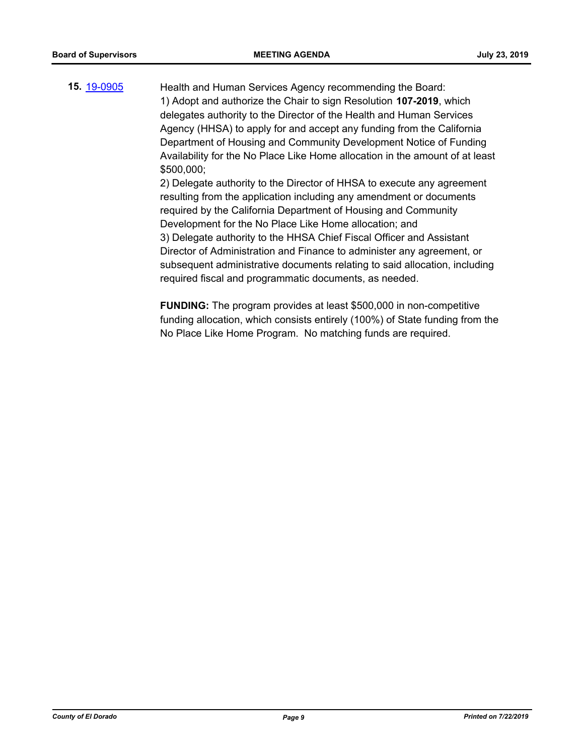**15.** 19-0905

Health and Human Services Agency recommending the Board:
1) Adopt and authorize the Chair to sign Resolution **107-2019**, which delegates authority to the Director of the Health and Human Services Agency (HHSA) to apply for and accept any funding from the California Department of Housing and Community Development Notice of Funding Availability for the No Place Like Home allocation in the amount of at least $500,000;
2) Delegate authority to the Director of HHSA to execute any agreement resulting from the application including any amendment or documents required by the California Department of Housing and Community Development for the No Place Like Home allocation; and
3) Delegate authority to the HHSA Chief Fiscal Officer and Assistant Director of Administration and Finance to administer any agreement, or subsequent administrative documents relating to said allocation, including required fiscal and programmatic documents, as needed.

**FUNDING:** The program provides at least $500,000 in non-competitive funding allocation, which consists entirely (100%) of State funding from the No Place Like Home Program. No matching funds are required.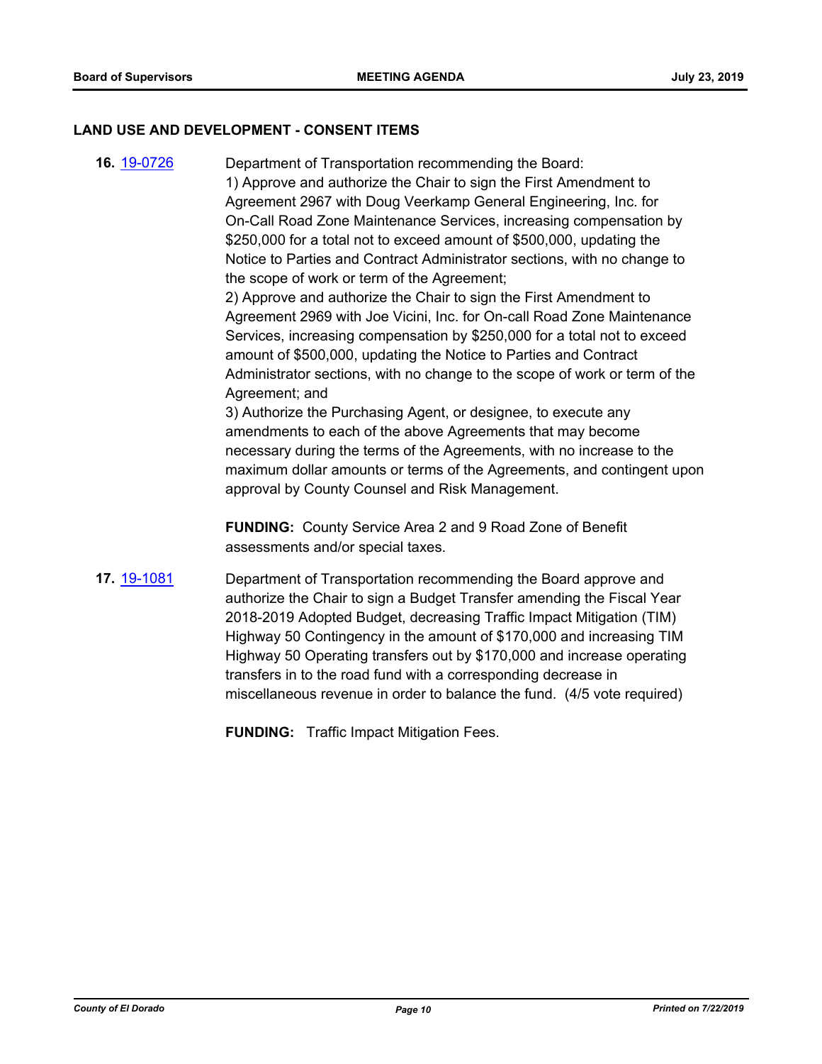## LAND USE AND DEVELOPMENT - CONSENT ITEMS

**16.** [19-0726](19-0726)

Department of Transportation recommending the Board:

1) Approve and authorize the Chair to sign the First Amendment to Agreement 2967 with Doug Veerkamp General Engineering, Inc. for On-Call Road Zone Maintenance Services, increasing compensation by $250,000 for a total not to exceed amount of $500,000, updating the Notice to Parties and Contract Administrator sections, with no change to the scope of work or term of the Agreement;

2) Approve and authorize the Chair to sign the First Amendment to Agreement 2969 with Joe Vicini, Inc. for On-call Road Zone Maintenance Services, increasing compensation by $250,000 for a total not to exceed amount of $500,000, updating the Notice to Parties and Contract Administrator sections, with no change to the scope of work or term of the Agreement; and

3) Authorize the Purchasing Agent, or designee, to execute any amendments to each of the above Agreements that may become necessary during the terms of the Agreements, with no increase to the maximum dollar amounts or terms of the Agreements, and contingent upon approval by County Counsel and Risk Management.

**FUNDING:** County Service Area 2 and 9 Road Zone of Benefit assessments and/or special taxes.

**17.** [19-1081](19-1081)

Department of Transportation recommending the Board approve and authorize the Chair to sign a Budget Transfer amending the Fiscal Year 2018-2019 Adopted Budget, decreasing Traffic Impact Mitigation (TIM) Highway 50 Contingency in the amount of $170,000 and increasing TIM Highway 50 Operating transfers out by $170,000 and increase operating transfers in to the road fund with a corresponding decrease in miscellaneous revenue in order to balance the fund. (4/5 vote required)

**FUNDING:** Traffic Impact Mitigation Fees.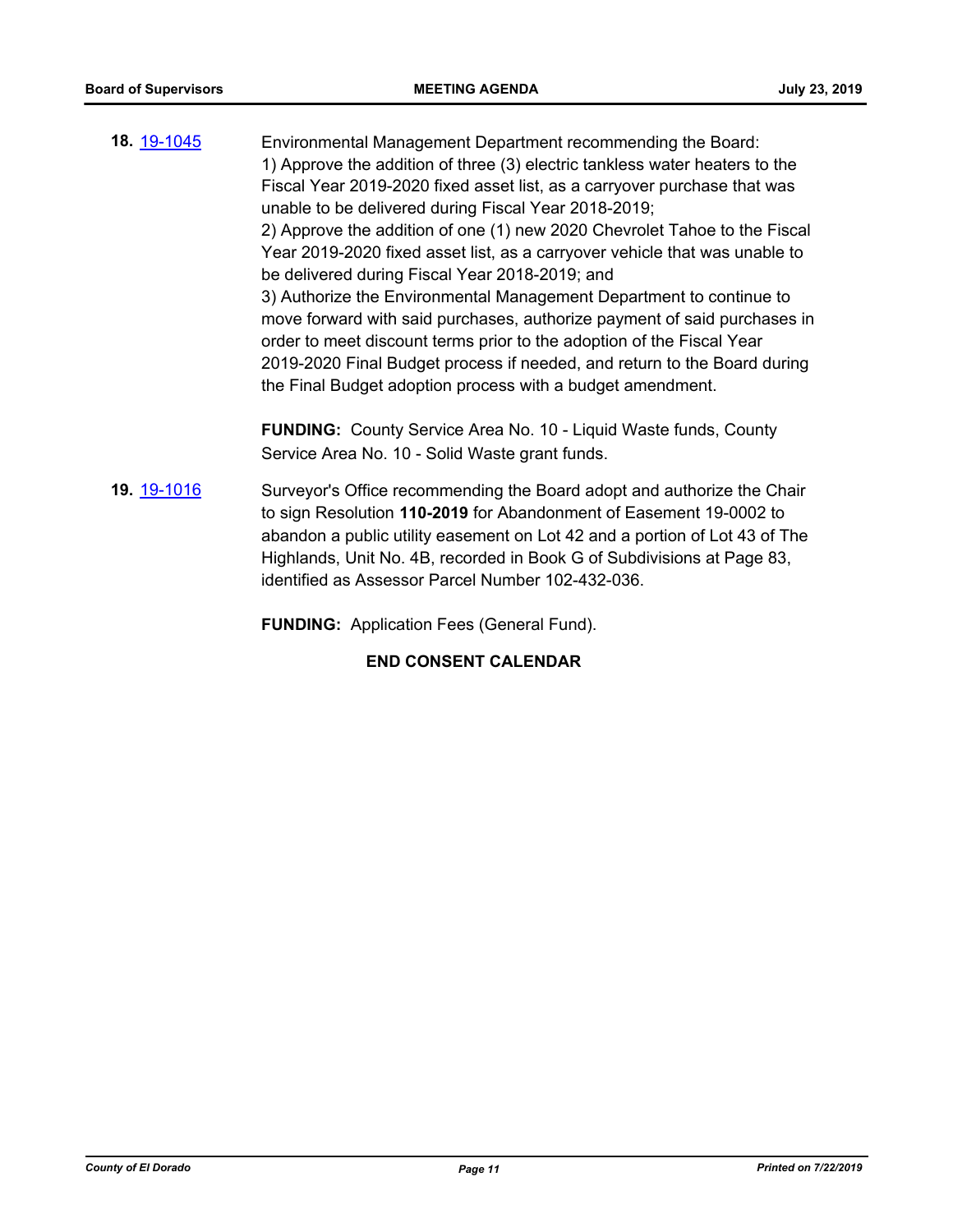**18.** [19-1045](#) Environmental Management Department recommending the Board:

1) Approve the addition of three (3) electric tankless water heaters to the Fiscal Year 2019-2020 fixed asset list, as a carryover purchase that was unable to be delivered during Fiscal Year 2018-2019;

2) Approve the addition of one (1) new 2020 Chevrolet Tahoe to the Fiscal Year 2019-2020 fixed asset list, as a carryover vehicle that was unable to be delivered during Fiscal Year 2018-2019; and

3) Authorize the Environmental Management Department to continue to move forward with said purchases, authorize payment of said purchases in order to meet discount terms prior to the adoption of the Fiscal Year 2019-2020 Final Budget process if needed, and return to the Board during the Final Budget adoption process with a budget amendment.

**FUNDING:** County Service Area No. 10 - Liquid Waste funds, County Service Area No. 10 - Solid Waste grant funds.

**19.** [19-1016](#) Surveyor's Office recommending the Board adopt and authorize the Chair to sign Resolution **110-2019** for Abandonment of Easement 19-0002 to abandon a public utility easement on Lot 42 and a portion of Lot 43 of The Highlands, Unit No. 4B, recorded in Book G of Subdivisions at Page 83, identified as Assessor Parcel Number 102-432-036.

**FUNDING:** Application Fees (General Fund).

**END CONSENT CALENDAR**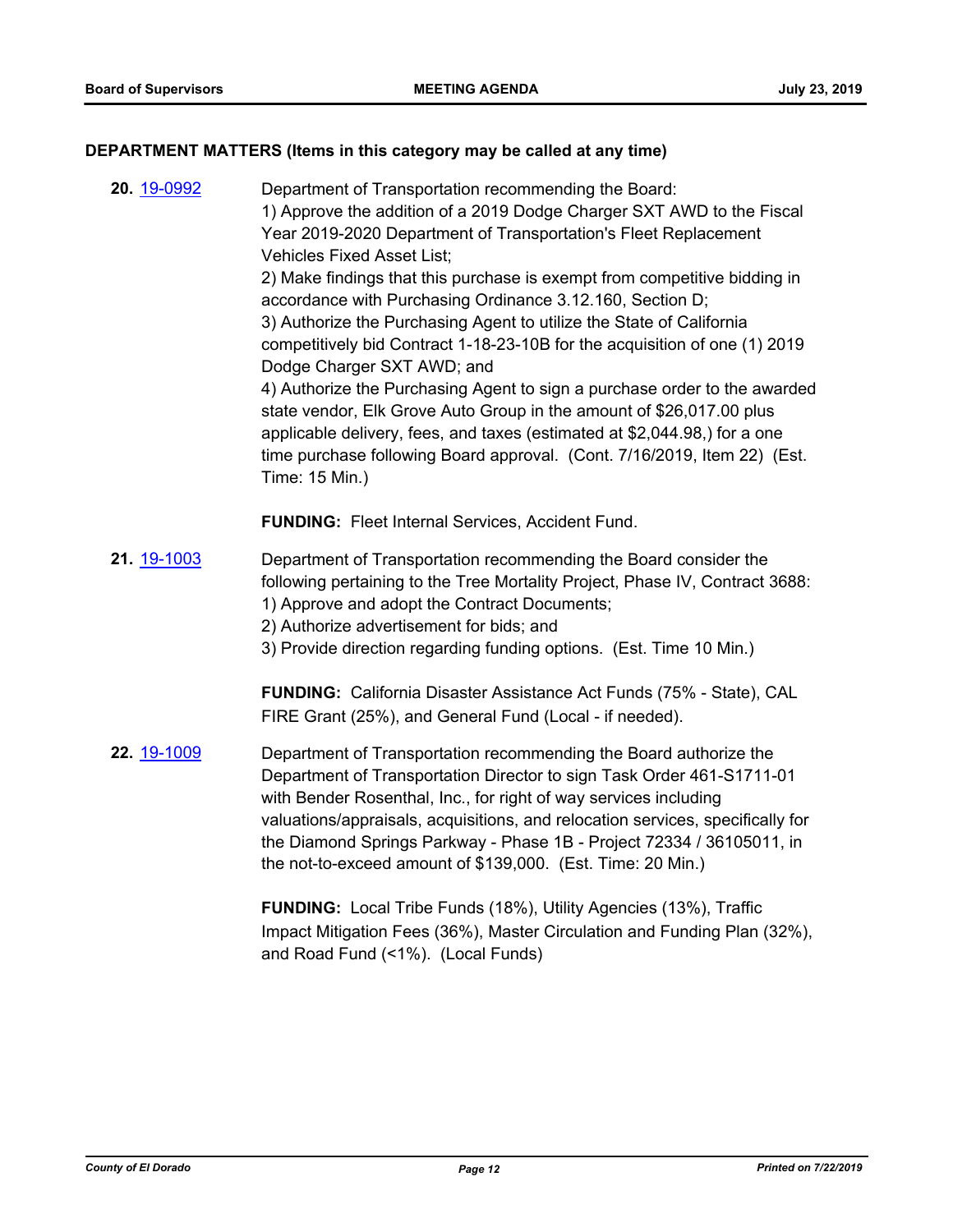## DEPARTMENT MATTERS (Items in this category may be called at any time)

**20.** 19-0992

Department of Transportation recommending the Board:
1) Approve the addition of a 2019 Dodge Charger SXT AWD to the Fiscal Year 2019-2020 Department of Transportation's Fleet Replacement Vehicles Fixed Asset List;
2) Make findings that this purchase is exempt from competitive bidding in accordance with Purchasing Ordinance 3.12.160, Section D;
3) Authorize the Purchasing Agent to utilize the State of California competitively bid Contract 1-18-23-10B for the acquisition of one (1) 2019 Dodge Charger SXT AWD; and
4) Authorize the Purchasing Agent to sign a purchase order to the awarded state vendor, Elk Grove Auto Group in the amount of $26,017.00 plus applicable delivery, fees, and taxes (estimated at $2,044.98,) for a one time purchase following Board approval. (Cont. 7/16/2019, Item 22) (Est. Time: 15 Min.)

**FUNDING:** Fleet Internal Services, Accident Fund.

**21.** 19-1003

Department of Transportation recommending the Board consider the following pertaining to the Tree Mortality Project, Phase IV, Contract 3688:
1) Approve and adopt the Contract Documents;
2) Authorize advertisement for bids; and
3) Provide direction regarding funding options. (Est. Time 10 Min.)

**FUNDING:** California Disaster Assistance Act Funds (75% - State), CAL FIRE Grant (25%), and General Fund (Local - if needed).

**22.** 19-1009

Department of Transportation recommending the Board authorize the Department of Transportation Director to sign Task Order 461-S1711-01 with Bender Rosenthal, Inc., for right of way services including valuations/appraisals, acquisitions, and relocation services, specifically for the Diamond Springs Parkway - Phase 1B - Project 72334 / 36105011, in the not-to-exceed amount of $139,000. (Est. Time: 20 Min.)

**FUNDING:** Local Tribe Funds (18%), Utility Agencies (13%), Traffic Impact Mitigation Fees (36%), Master Circulation and Funding Plan (32%), and Road Fund (<1%). (Local Funds)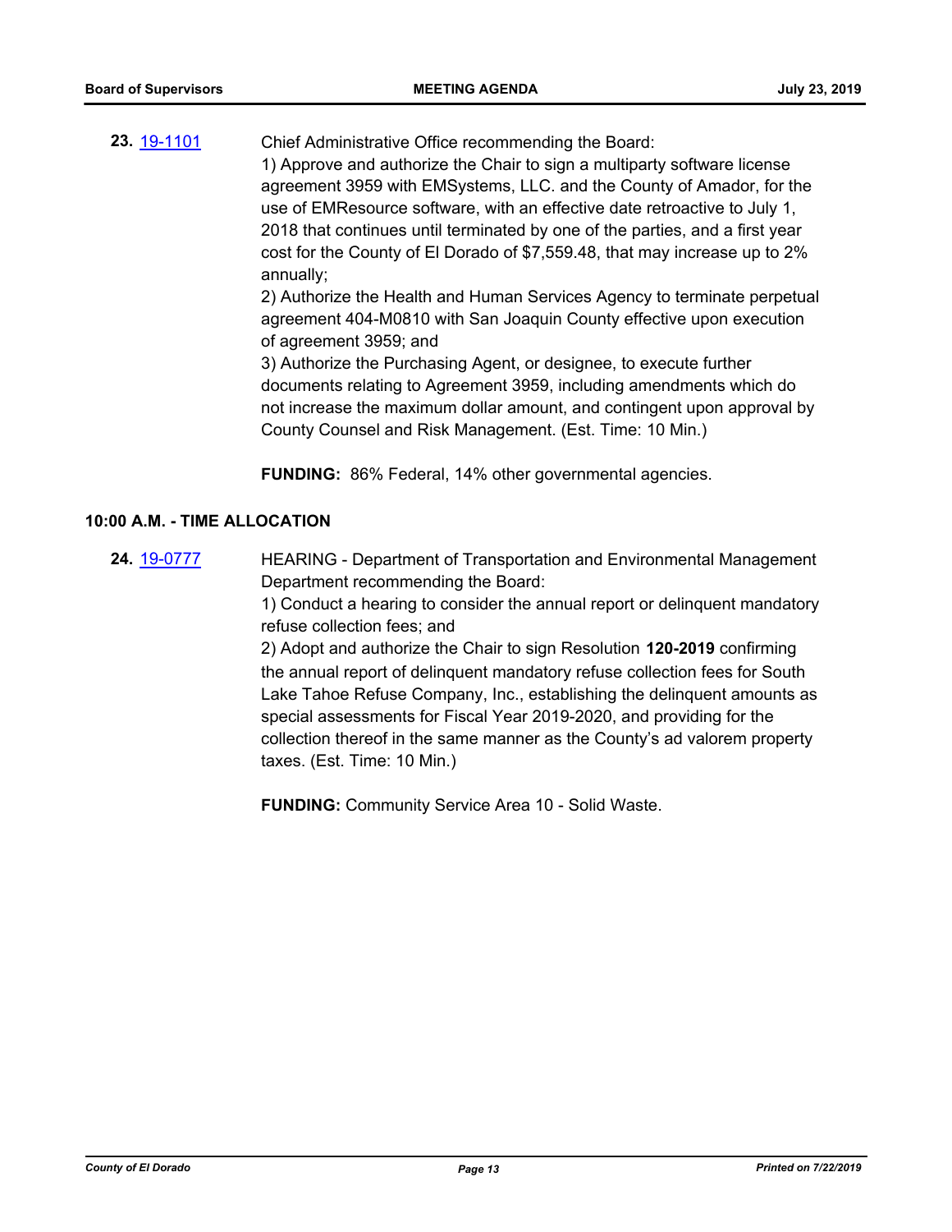**23.** [19-1101](19-1101)

Chief Administrative Office recommending the Board:

1) Approve and authorize the Chair to sign a multiparty software license agreement 3959 with EMSystems, LLC. and the County of Amador, for the use of EMResource software, with an effective date retroactive to July 1, 2018 that continues until terminated by one of the parties, and a first year cost for the County of El Dorado of $7,559.48, that may increase up to 2% annually;

2) Authorize the Health and Human Services Agency to terminate perpetual agreement 404-M0810 with San Joaquin County effective upon execution of agreement 3959; and

3) Authorize the Purchasing Agent, or designee, to execute further documents relating to Agreement 3959, including amendments which do not increase the maximum dollar amount, and contingent upon approval by County Counsel and Risk Management. (Est. Time: 10 Min.)

**FUNDING:** 86% Federal, 14% other governmental agencies.

### 10:00 A.M. - TIME ALLOCATION

**24.** [19-0777](19-0777)

HEARING - Department of Transportation and Environmental Management Department recommending the Board:

1) Conduct a hearing to consider the annual report or delinquent mandatory refuse collection fees; and

2) Adopt and authorize the Chair to sign Resolution **120-2019** confirming the annual report of delinquent mandatory refuse collection fees for South Lake Tahoe Refuse Company, Inc., establishing the delinquent amounts as special assessments for Fiscal Year 2019-2020, and providing for the collection thereof in the same manner as the County's ad valorem property taxes. (Est. Time: 10 Min.)

**FUNDING:** Community Service Area 10 - Solid Waste.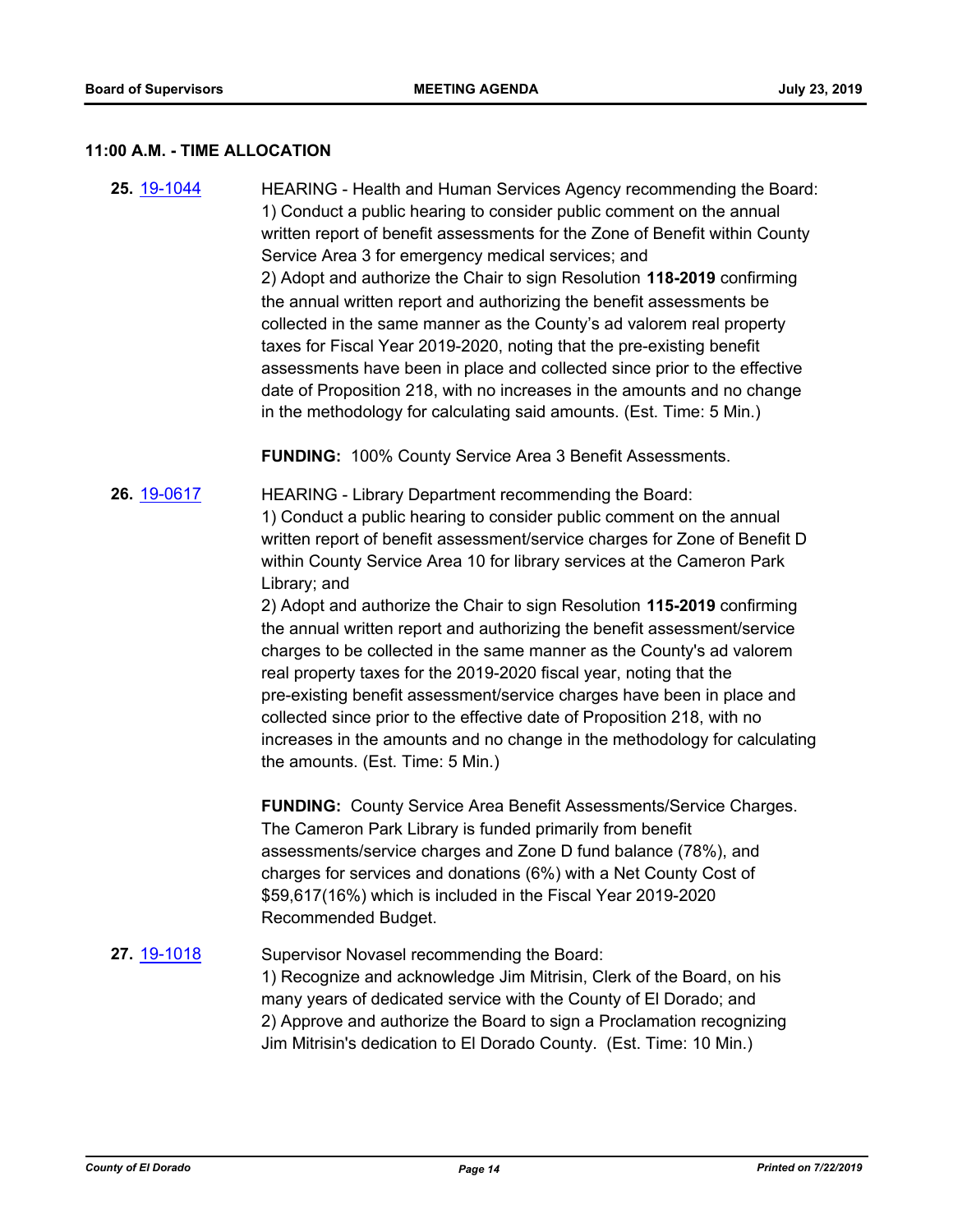### 11:00 A.M. - TIME ALLOCATION

**25.** 19-1044 HEARING - Health and Human Services Agency recommending the Board:
1) Conduct a public hearing to consider public comment on the annual written report of benefit assessments for the Zone of Benefit within County Service Area 3 for emergency medical services; and
2) Adopt and authorize the Chair to sign Resolution **118-2019** confirming the annual written report and authorizing the benefit assessments be collected in the same manner as the County's ad valorem real property taxes for Fiscal Year 2019-2020, noting that the pre-existing benefit assessments have been in place and collected since prior to the effective date of Proposition 218, with no increases in the amounts and no change in the methodology for calculating said amounts. (Est. Time: 5 Min.)

**FUNDING:** 100% County Service Area 3 Benefit Assessments.

**26.** 19-0617 HEARING - Library Department recommending the Board:
1) Conduct a public hearing to consider public comment on the annual written report of benefit assessment/service charges for Zone of Benefit D within County Service Area 10 for library services at the Cameron Park Library; and
2) Adopt and authorize the Chair to sign Resolution **115-2019** confirming the annual written report and authorizing the benefit assessment/service charges to be collected in the same manner as the County's ad valorem real property taxes for the 2019-2020 fiscal year, noting that the pre-existing benefit assessment/service charges have been in place and collected since prior to the effective date of Proposition 218, with no increases in the amounts and no change in the methodology for calculating the amounts. (Est. Time: 5 Min.)

**FUNDING:** County Service Area Benefit Assessments/Service Charges. The Cameron Park Library is funded primarily from benefit assessments/service charges and Zone D fund balance (78%), and charges for services and donations (6%) with a Net County Cost of $59,617(16%) which is included in the Fiscal Year 2019-2020 Recommended Budget.

**27.** 19-1018 Supervisor Novasel recommending the Board:
1) Recognize and acknowledge Jim Mitrisin, Clerk of the Board, on his many years of dedicated service with the County of El Dorado; and
2) Approve and authorize the Board to sign a Proclamation recognizing Jim Mitrisin's dedication to El Dorado County. (Est. Time: 10 Min.)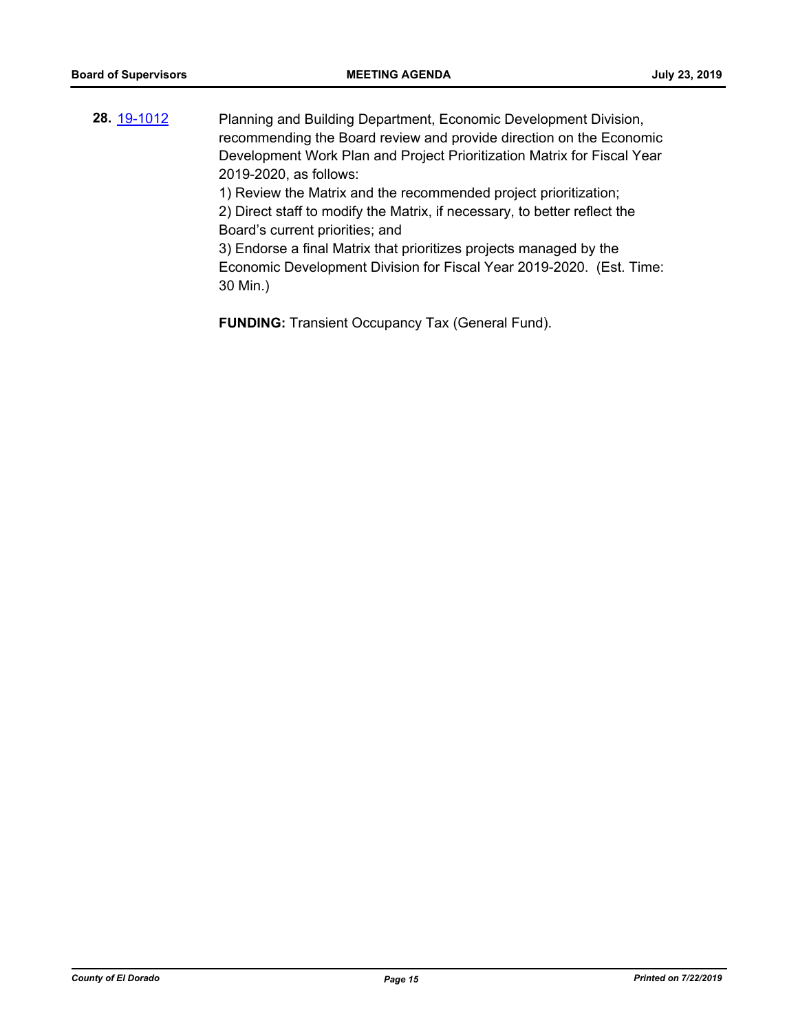**28.** 19-1012

Planning and Building Department, Economic Development Division, recommending the Board review and provide direction on the Economic Development Work Plan and Project Prioritization Matrix for Fiscal Year 2019-2020, as follows:

1) Review the Matrix and the recommended project prioritization;

2) Direct staff to modify the Matrix, if necessary, to better reflect the Board's current priorities; and

3) Endorse a final Matrix that prioritizes projects managed by the Economic Development Division for Fiscal Year 2019-2020. (Est. Time: 30 Min.)

**FUNDING:** Transient Occupancy Tax (General Fund).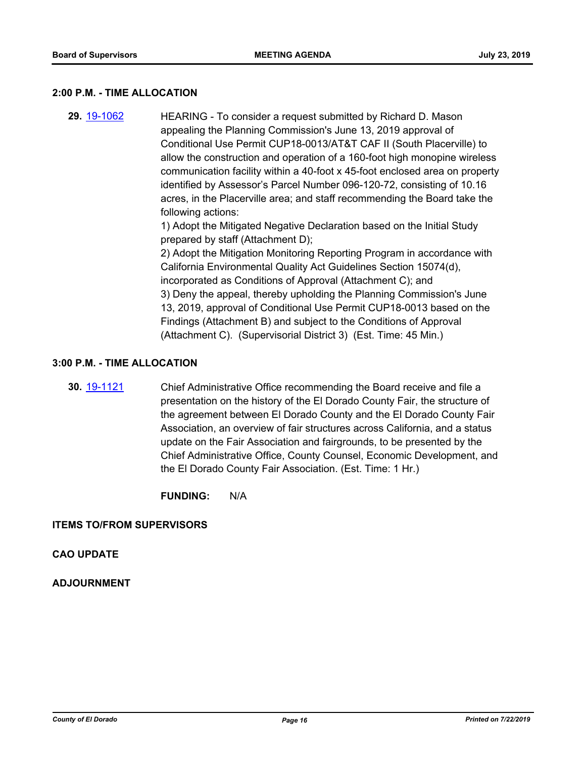**2:00 P.M. - TIME ALLOCATION**

**29.** [19-1062]

HEARING - To consider a request submitted by Richard D. Mason appealing the Planning Commission's June 13, 2019 approval of Conditional Use Permit CUP18-0013/AT&T CAF II (South Placerville) to allow the construction and operation of a 160-foot high monopine wireless communication facility within a 40-foot x 45-foot enclosed area on property identified by Assessor's Parcel Number 096-120-72, consisting of 10.16 acres, in the Placerville area; and staff recommending the Board take the following actions:
1) Adopt the Mitigated Negative Declaration based on the Initial Study prepared by staff (Attachment D);
2) Adopt the Mitigation Monitoring Reporting Program in accordance with California Environmental Quality Act Guidelines Section 15074(d), incorporated as Conditions of Approval (Attachment C); and
3) Deny the appeal, thereby upholding the Planning Commission's June 13, 2019, approval of Conditional Use Permit CUP18-0013 based on the Findings (Attachment B) and subject to the Conditions of Approval (Attachment C). (Supervisorial District 3) (Est. Time: 45 Min.)

**3:00 P.M. - TIME ALLOCATION**

**30.** [19-1121]

Chief Administrative Office recommending the Board receive and file a presentation on the history of the El Dorado County Fair, the structure of the agreement between El Dorado County and the El Dorado County Fair Association, an overview of fair structures across California, and a status update on the Fair Association and fairgrounds, to be presented by the Chief Administrative Office, County Counsel, Economic Development, and the El Dorado County Fair Association. (Est. Time: 1 Hr.)

**FUNDING:** N/A

**ITEMS TO/FROM SUPERVISORS**

**CAO UPDATE**

**ADJOURNMENT**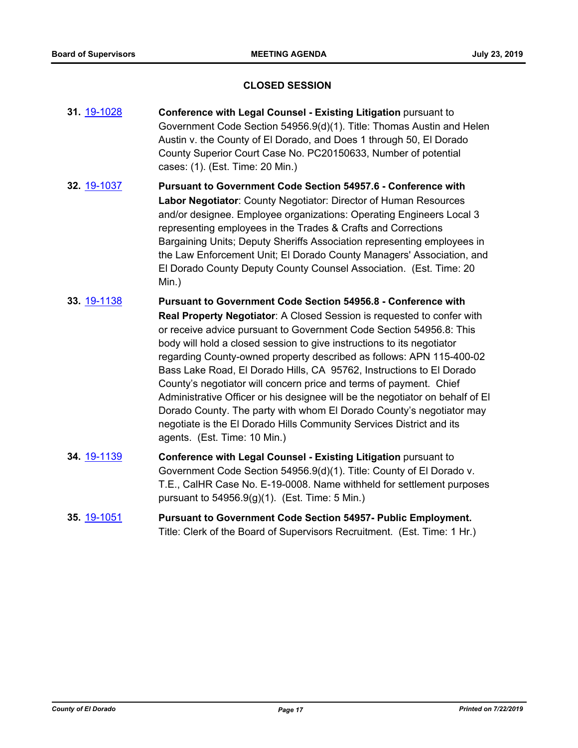## CLOSED SESSION

**31.** 19-1028 **Conference with Legal Counsel - Existing Litigation** pursuant to Government Code Section 54956.9(d)(1). Title: Thomas Austin and Helen Austin v. the County of El Dorado, and Does 1 through 50, El Dorado County Superior Court Case No. PC20150633, Number of potential cases: (1). (Est. Time: 20 Min.)

**32.** 19-1037 **Pursuant to Government Code Section 54957.6 - Conference with Labor Negotiator**: County Negotiator: Director of Human Resources and/or designee. Employee organizations: Operating Engineers Local 3 representing employees in the Trades & Crafts and Corrections Bargaining Units; Deputy Sheriffs Association representing employees in the Law Enforcement Unit; El Dorado County Managers' Association, and El Dorado County Deputy County Counsel Association. (Est. Time: 20 Min.)

**33.** 19-1138 **Pursuant to Government Code Section 54956.8 - Conference with Real Property Negotiator**: A Closed Session is requested to confer with or receive advice pursuant to Government Code Section 54956.8: This body will hold a closed session to give instructions to its negotiator regarding County-owned property described as follows: APN 115-400-02 Bass Lake Road, El Dorado Hills, CA 95762, Instructions to El Dorado County's negotiator will concern price and terms of payment. Chief Administrative Officer or his designee will be the negotiator on behalf of El Dorado County. The party with whom El Dorado County's negotiator may negotiate is the El Dorado Hills Community Services District and its agents. (Est. Time: 10 Min.)

**34.** 19-1139 **Conference with Legal Counsel - Existing Litigation** pursuant to Government Code Section 54956.9(d)(1). Title: County of El Dorado v. T.E., CalHR Case No. E-19-0008. Name withheld for settlement purposes pursuant to 54956.9(g)(1). (Est. Time: 5 Min.)

**35.** 19-1051 **Pursuant to Government Code Section 54957- Public Employment.** Title: Clerk of the Board of Supervisors Recruitment. (Est. Time: 1 Hr.)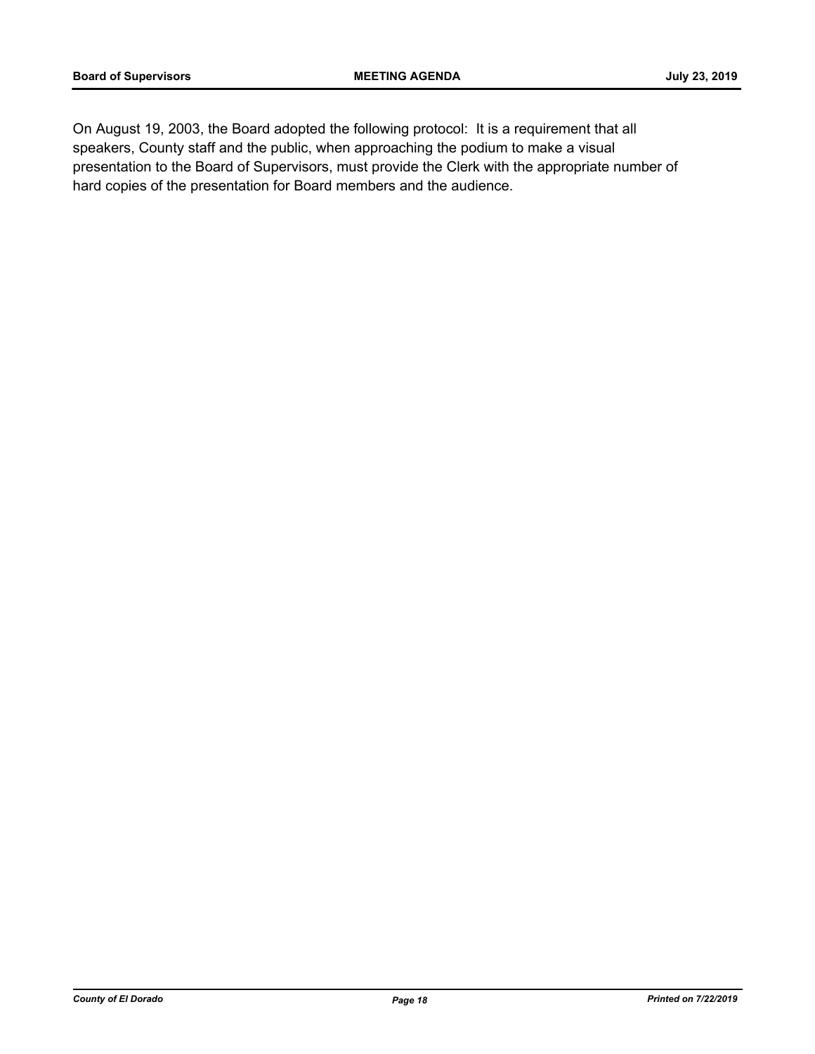On August 19, 2003, the Board adopted the following protocol: It is a requirement that all speakers, County staff and the public, when approaching the podium to make a visual presentation to the Board of Supervisors, must provide the Clerk with the appropriate number of hard copies of the presentation for Board members and the audience.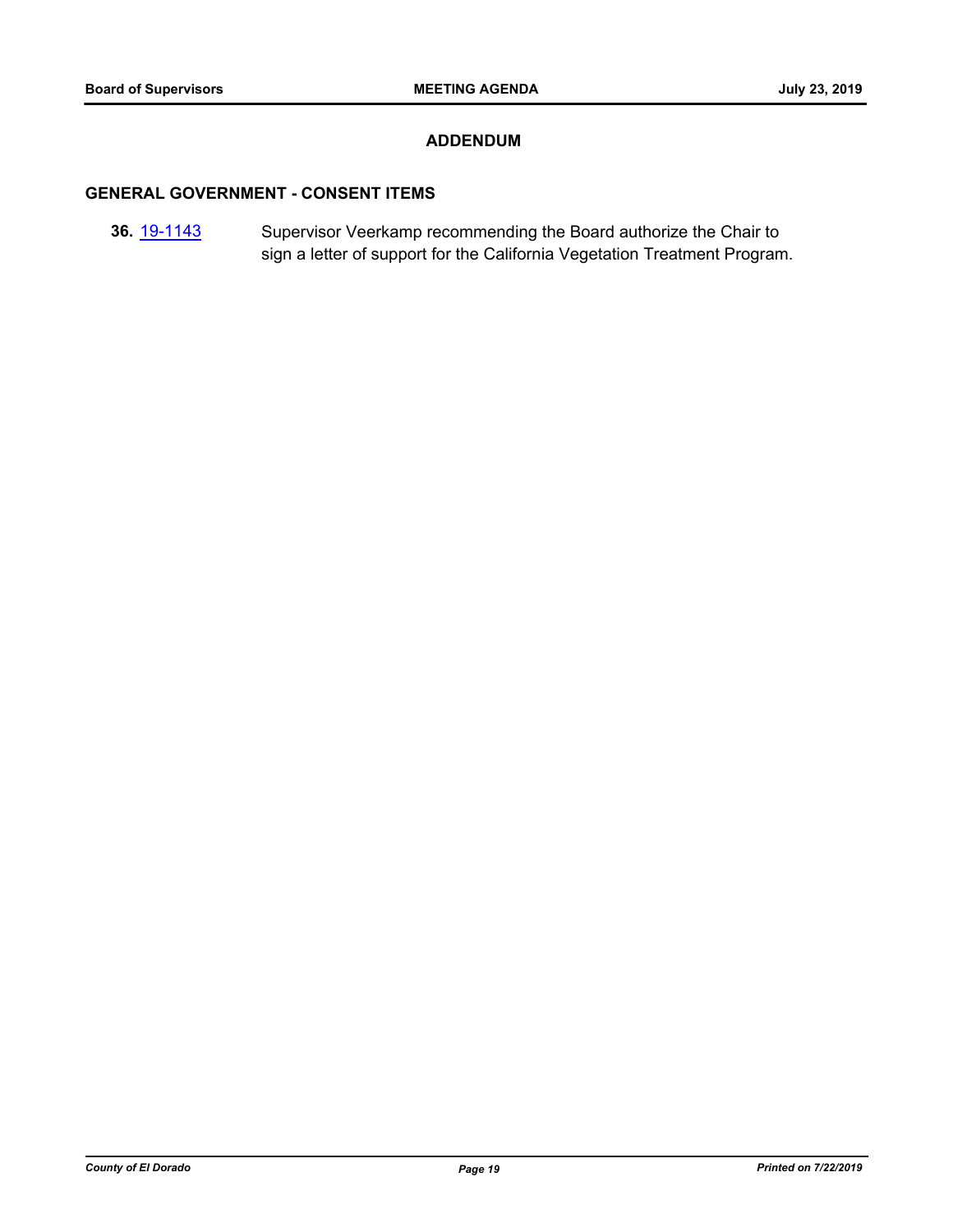## ADDENDUM

### GENERAL GOVERNMENT - CONSENT ITEMS

**36.** 19-1143 Supervisor Veerkamp recommending the Board authorize the Chair to sign a letter of support for the California Vegetation Treatment Program.